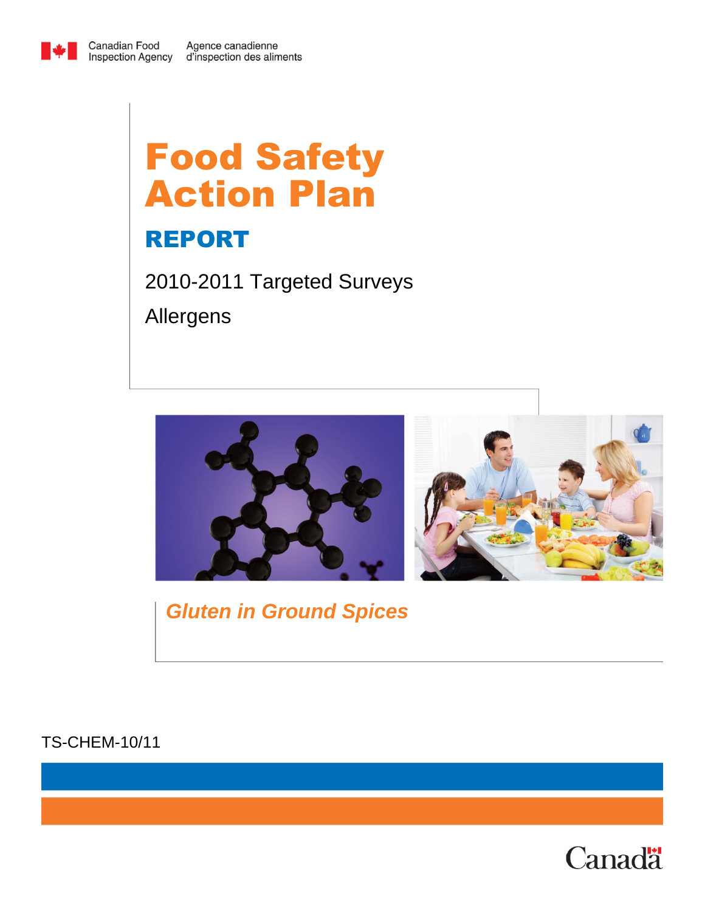Canadian Food Inspection Agency / Agence canadienne d'inspection des aliments

# Food Safety Action Plan

## REPORT

2010-2011 Targeted Surveys

Allergens

### *Gluten in Ground Spices*

TS-CHEM-10/11

Canada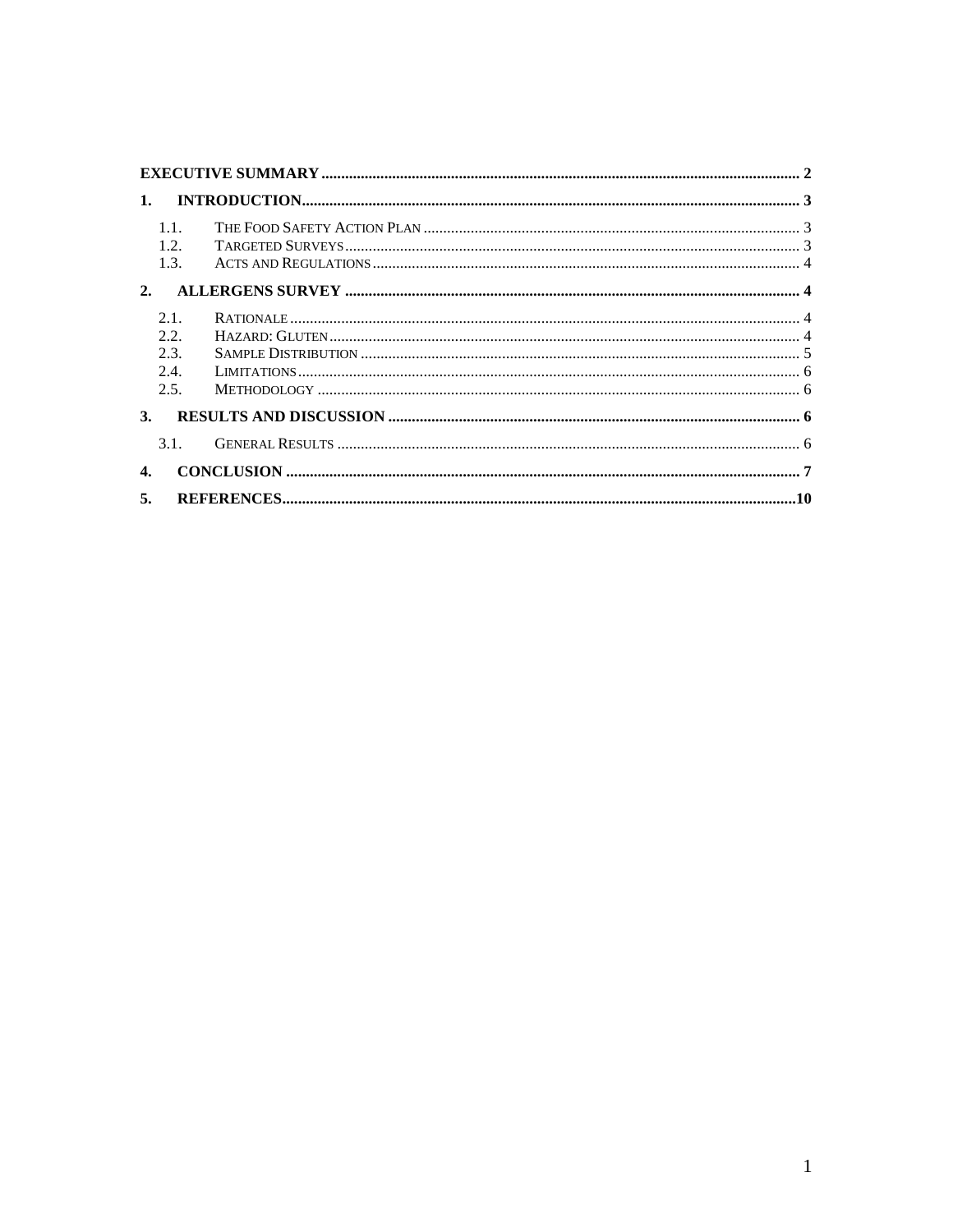**EXECUTIVE SUMMARY** .......... 2

**1. INTRODUCTION** .......... 3

- 1.1. The Food Safety Action Plan .......... 3
- 1.2. Targeted Surveys .......... 3
- 1.3. Acts and Regulations .......... 4

**2. ALLERGENS SURVEY** .......... 4

- 2.1. Rationale .......... 4
- 2.2. Hazard: Gluten .......... 4
- 2.3. Sample Distribution .......... 5
- 2.4. Limitations .......... 6
- 2.5. Methodology .......... 6

**3. RESULTS AND DISCUSSION** .......... 6

- 3.1. General Results .......... 6

**4. CONCLUSION** .......... 7

**5. REFERENCES** .......... 10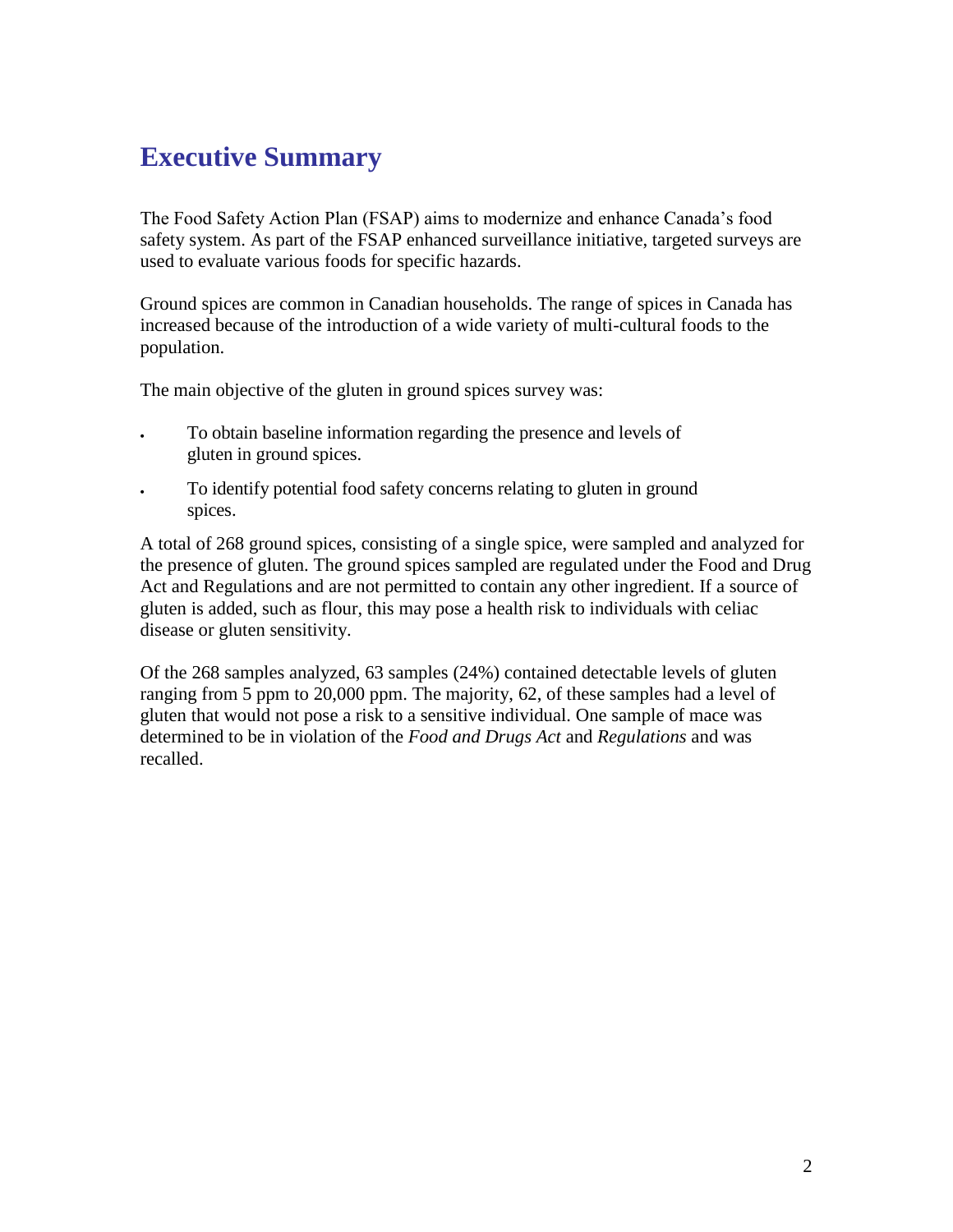## Executive Summary

The Food Safety Action Plan (FSAP) aims to modernize and enhance Canada's food safety system. As part of the FSAP enhanced surveillance initiative, targeted surveys are used to evaluate various foods for specific hazards.

Ground spices are common in Canadian households. The range of spices in Canada has increased because of the introduction of a wide variety of multi-cultural foods to the population.

The main objective of the gluten in ground spices survey was:

- To obtain baseline information regarding the presence and levels of gluten in ground spices.
- To identify potential food safety concerns relating to gluten in ground spices.

A total of 268 ground spices, consisting of a single spice, were sampled and analyzed for the presence of gluten. The ground spices sampled are regulated under the Food and Drug Act and Regulations and are not permitted to contain any other ingredient. If a source of gluten is added, such as flour, this may pose a health risk to individuals with celiac disease or gluten sensitivity.

Of the 268 samples analyzed, 63 samples (24%) contained detectable levels of gluten ranging from 5 ppm to 20,000 ppm. The majority, 62, of these samples had a level of gluten that would not pose a risk to a sensitive individual. One sample of mace was determined to be in violation of the *Food and Drugs Act* and *Regulations* and was recalled.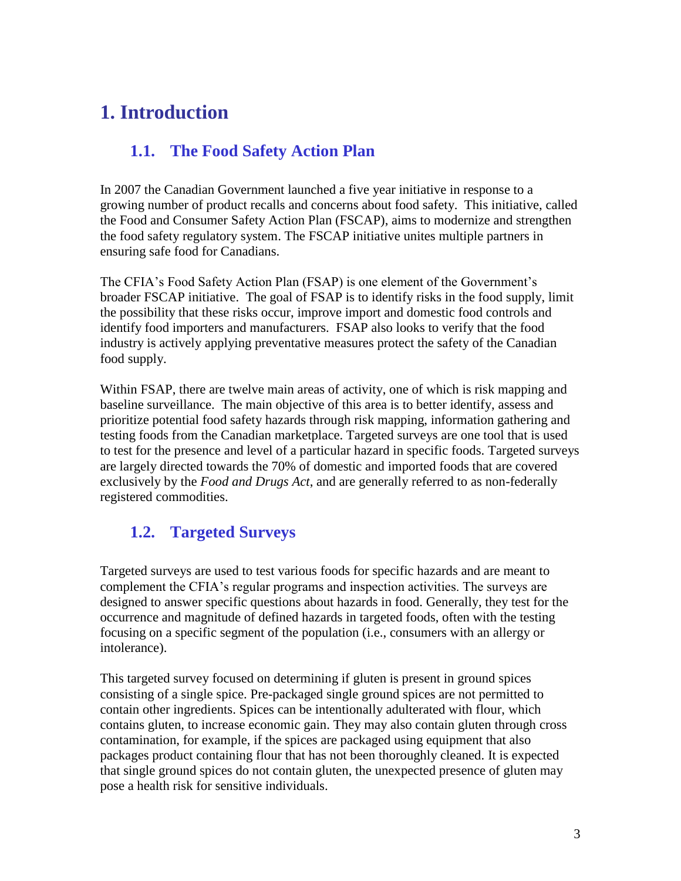# 1. Introduction

## 1.1. The Food Safety Action Plan

In 2007 the Canadian Government launched a five year initiative in response to a growing number of product recalls and concerns about food safety. This initiative, called the Food and Consumer Safety Action Plan (FSCAP), aims to modernize and strengthen the food safety regulatory system. The FSCAP initiative unites multiple partners in ensuring safe food for Canadians.

The CFIA's Food Safety Action Plan (FSAP) is one element of the Government's broader FSCAP initiative. The goal of FSAP is to identify risks in the food supply, limit the possibility that these risks occur, improve import and domestic food controls and identify food importers and manufacturers. FSAP also looks to verify that the food industry is actively applying preventative measures protect the safety of the Canadian food supply.

Within FSAP, there are twelve main areas of activity, one of which is risk mapping and baseline surveillance. The main objective of this area is to better identify, assess and prioritize potential food safety hazards through risk mapping, information gathering and testing foods from the Canadian marketplace. Targeted surveys are one tool that is used to test for the presence and level of a particular hazard in specific foods. Targeted surveys are largely directed towards the 70% of domestic and imported foods that are covered exclusively by the *Food and Drugs Act*, and are generally referred to as non-federally registered commodities.

## 1.2. Targeted Surveys

Targeted surveys are used to test various foods for specific hazards and are meant to complement the CFIA's regular programs and inspection activities. The surveys are designed to answer specific questions about hazards in food. Generally, they test for the occurrence and magnitude of defined hazards in targeted foods, often with the testing focusing on a specific segment of the population (i.e., consumers with an allergy or intolerance).

This targeted survey focused on determining if gluten is present in ground spices consisting of a single spice. Pre-packaged single ground spices are not permitted to contain other ingredients. Spices can be intentionally adulterated with flour, which contains gluten, to increase economic gain. They may also contain gluten through cross contamination, for example, if the spices are packaged using equipment that also packages product containing flour that has not been thoroughly cleaned. It is expected that single ground spices do not contain gluten, the unexpected presence of gluten may pose a health risk for sensitive individuals.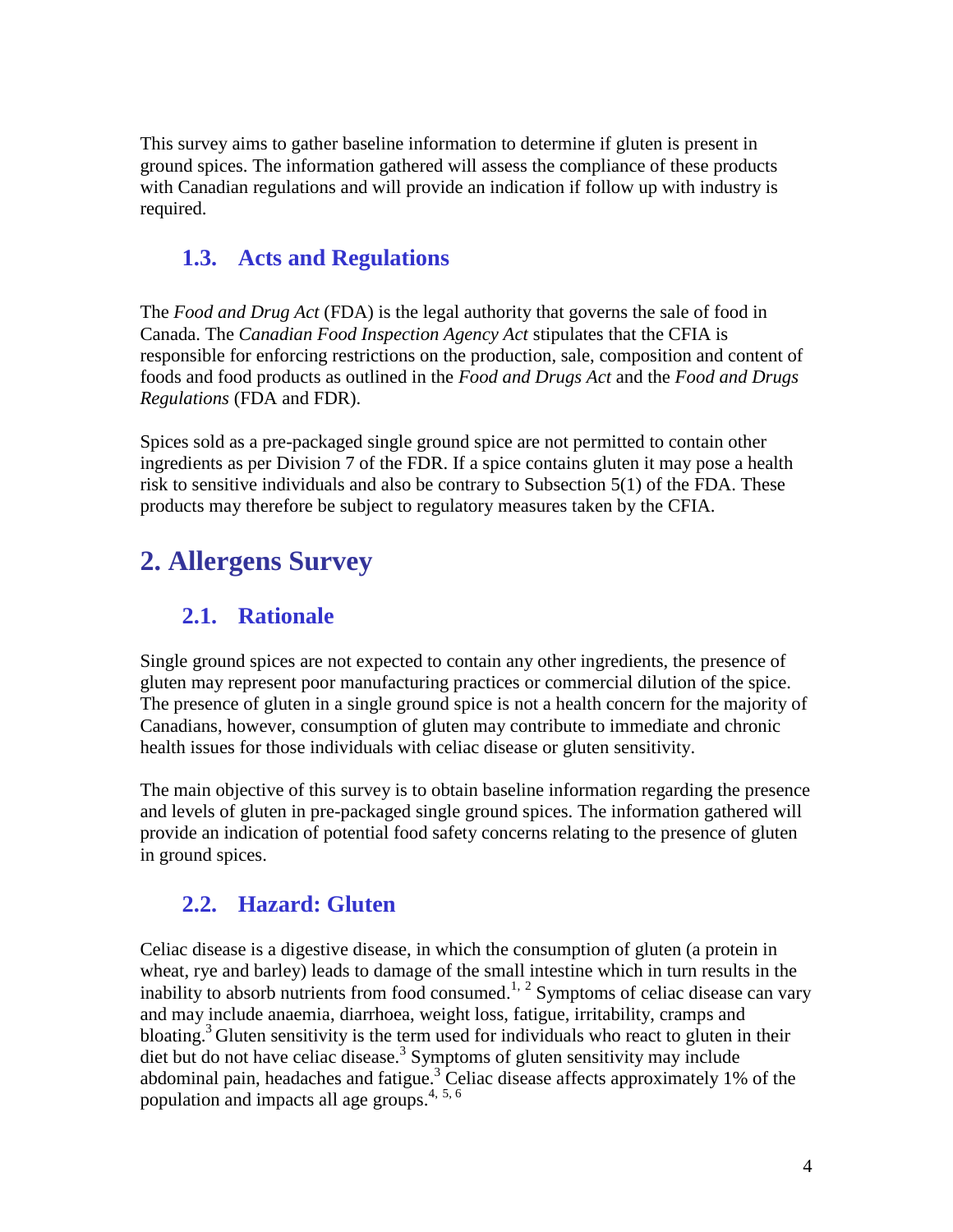This survey aims to gather baseline information to determine if gluten is present in ground spices. The information gathered will assess the compliance of these products with Canadian regulations and will provide an indication if follow up with industry is required.

### 1.3. Acts and Regulations

The *Food and Drug Act* (FDA) is the legal authority that governs the sale of food in Canada. The *Canadian Food Inspection Agency Act* stipulates that the CFIA is responsible for enforcing restrictions on the production, sale, composition and content of foods and food products as outlined in the *Food and Drugs Act* and the *Food and Drugs Regulations* (FDA and FDR).

Spices sold as a pre-packaged single ground spice are not permitted to contain other ingredients as per Division 7 of the FDR. If a spice contains gluten it may pose a health risk to sensitive individuals and also be contrary to Subsection 5(1) of the FDA. These products may therefore be subject to regulatory measures taken by the CFIA.

## 2. Allergens Survey

### 2.1. Rationale

Single ground spices are not expected to contain any other ingredients, the presence of gluten may represent poor manufacturing practices or commercial dilution of the spice. The presence of gluten in a single ground spice is not a health concern for the majority of Canadians, however, consumption of gluten may contribute to immediate and chronic health issues for those individuals with celiac disease or gluten sensitivity.

The main objective of this survey is to obtain baseline information regarding the presence and levels of gluten in pre-packaged single ground spices. The information gathered will provide an indication of potential food safety concerns relating to the presence of gluten in ground spices.

### 2.2. Hazard: Gluten

Celiac disease is a digestive disease, in which the consumption of gluten (a protein in wheat, rye and barley) leads to damage of the small intestine which in turn results in the inability to absorb nutrients from food consumed.[1, 2] Symptoms of celiac disease can vary and may include anaemia, diarrhoea, weight loss, fatigue, irritability, cramps and bloating.[3] Gluten sensitivity is the term used for individuals who react to gluten in their diet but do not have celiac disease.[3] Symptoms of gluten sensitivity may include abdominal pain, headaches and fatigue.[3] Celiac disease affects approximately 1% of the population and impacts all age groups.[4, 5, 6]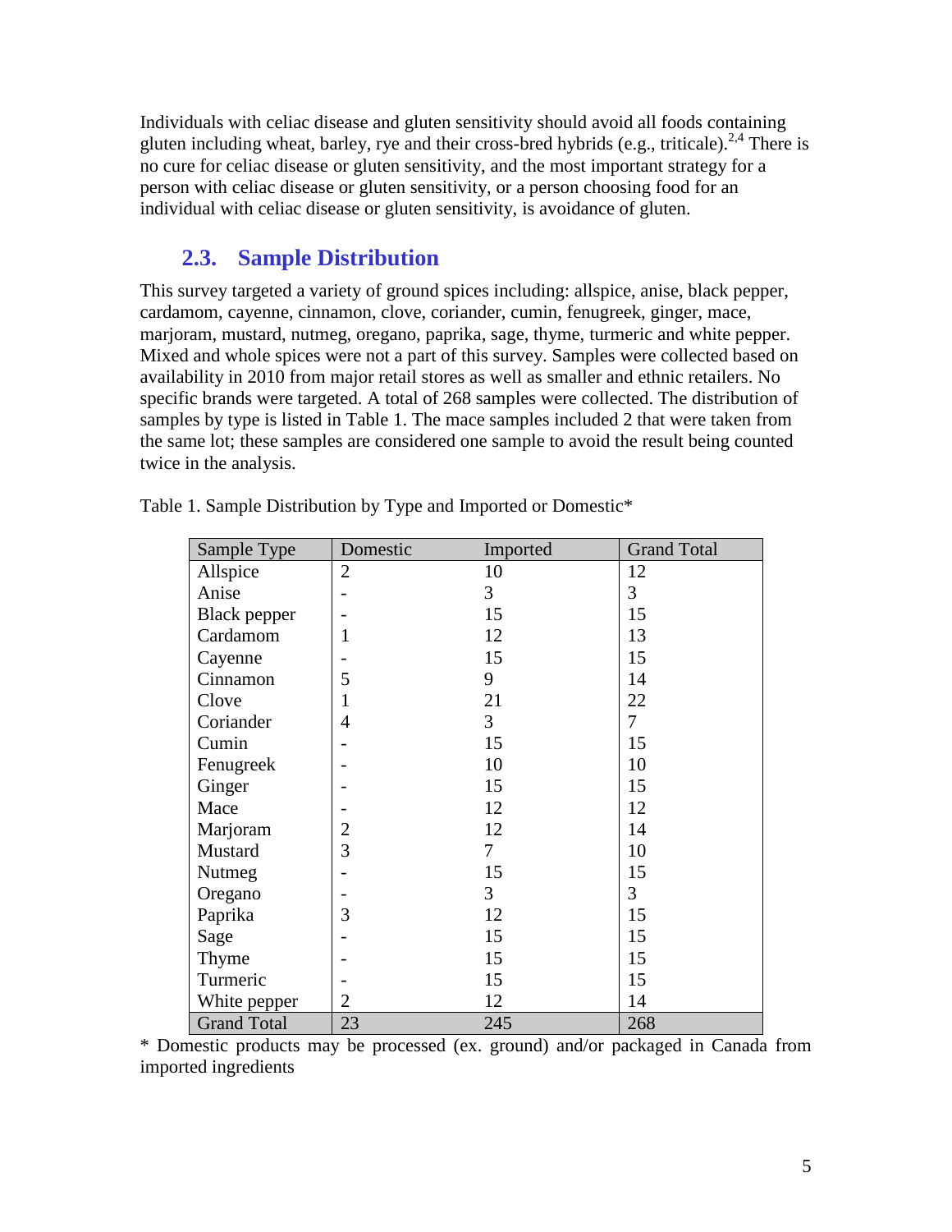Individuals with celiac disease and gluten sensitivity should avoid all foods containing gluten including wheat, barley, rye and their cross-bred hybrids (e.g., triticale).[2,4] There is no cure for celiac disease or gluten sensitivity, and the most important strategy for a person with celiac disease or gluten sensitivity, or a person choosing food for an individual with celiac disease or gluten sensitivity, is avoidance of gluten.

## 2.3. Sample Distribution

This survey targeted a variety of ground spices including: allspice, anise, black pepper, cardamom, cayenne, cinnamon, clove, coriander, cumin, fenugreek, ginger, mace, marjoram, mustard, nutmeg, oregano, paprika, sage, thyme, turmeric and white pepper. Mixed and whole spices were not a part of this survey. Samples were collected based on availability in 2010 from major retail stores as well as smaller and ethnic retailers. No specific brands were targeted. A total of 268 samples were collected. The distribution of samples by type is listed in Table 1. The mace samples included 2 that were taken from the same lot; these samples are considered one sample to avoid the result being counted twice in the analysis.

Table 1. Sample Distribution by Type and Imported or Domestic*

| Sample Type | Domestic | Imported | Grand Total |
|---|---|---|---|
| Allspice | 2 | 10 | 12 |
| Anise | - | 3 | 3 |
| Black pepper | - | 15 | 15 |
| Cardamom | 1 | 12 | 13 |
| Cayenne | - | 15 | 15 |
| Cinnamon | 5 | 9 | 14 |
| Clove | 1 | 21 | 22 |
| Coriander | 4 | 3 | 7 |
| Cumin | - | 15 | 15 |
| Fenugreek | - | 10 | 10 |
| Ginger | - | 15 | 15 |
| Mace | - | 12 | 12 |
| Marjoram | 2 | 12 | 14 |
| Mustard | 3 | 7 | 10 |
| Nutmeg | - | 15 | 15 |
| Oregano | - | 3 | 3 |
| Paprika | 3 | 12 | 15 |
| Sage | - | 15 | 15 |
| Thyme | - | 15 | 15 |
| Turmeric | - | 15 | 15 |
| White pepper | 2 | 12 | 14 |
| Grand Total | 23 | 245 | 268 |

* Domestic products may be processed (ex. ground) and/or packaged in Canada from imported ingredients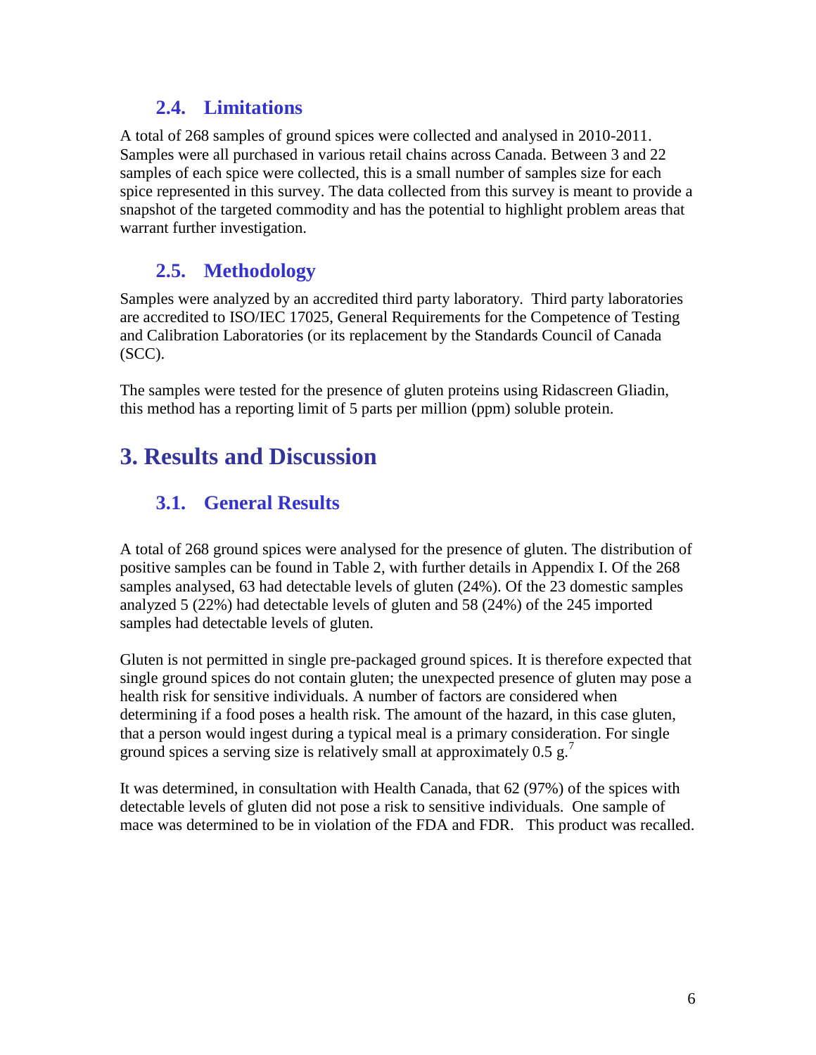### 2.4. Limitations

A total of 268 samples of ground spices were collected and analysed in 2010-2011. Samples were all purchased in various retail chains across Canada. Between 3 and 22 samples of each spice were collected, this is a small number of samples size for each spice represented in this survey. The data collected from this survey is meant to provide a snapshot of the targeted commodity and has the potential to highlight problem areas that warrant further investigation.

### 2.5. Methodology

Samples were analyzed by an accredited third party laboratory. Third party laboratories are accredited to ISO/IEC 17025, General Requirements for the Competence of Testing and Calibration Laboratories (or its replacement by the Standards Council of Canada (SCC).

The samples were tested for the presence of gluten proteins using Ridascreen Gliadin, this method has a reporting limit of 5 parts per million (ppm) soluble protein.

## 3. Results and Discussion

### 3.1. General Results

A total of 268 ground spices were analysed for the presence of gluten. The distribution of positive samples can be found in Table 2, with further details in Appendix I. Of the 268 samples analysed, 63 had detectable levels of gluten (24%). Of the 23 domestic samples analyzed 5 (22%) had detectable levels of gluten and 58 (24%) of the 245 imported samples had detectable levels of gluten.

Gluten is not permitted in single pre-packaged ground spices. It is therefore expected that single ground spices do not contain gluten; the unexpected presence of gluten may pose a health risk for sensitive individuals. A number of factors are considered when determining if a food poses a health risk. The amount of the hazard, in this case gluten, that a person would ingest during a typical meal is a primary consideration. For single ground spices a serving size is relatively small at approximately 0.5 g.[7]

It was determined, in consultation with Health Canada, that 62 (97%) of the spices with detectable levels of gluten did not pose a risk to sensitive individuals. One sample of mace was determined to be in violation of the FDA and FDR. This product was recalled.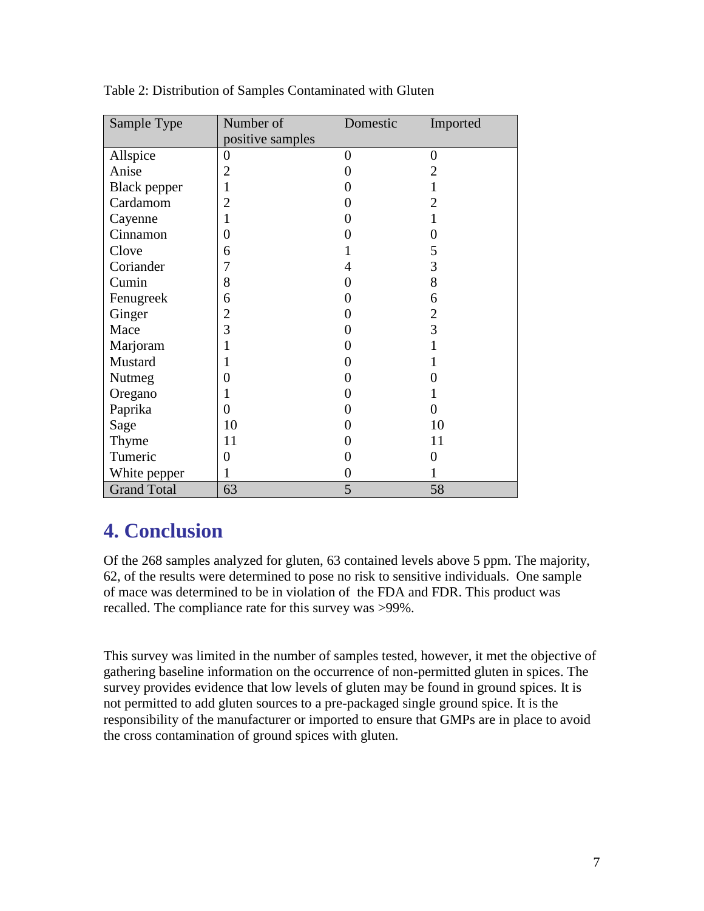Table 2: Distribution of Samples Contaminated with Gluten

| Sample Type | Number of positive samples | Domestic | Imported |
|---|---|---|---|
| Allspice | 0 | 0 | 0 |
| Anise | 2 | 0 | 2 |
| Black pepper | 1 | 0 | 1 |
| Cardamom | 2 | 0 | 2 |
| Cayenne | 1 | 0 | 1 |
| Cinnamon | 0 | 0 | 0 |
| Clove | 6 | 1 | 5 |
| Coriander | 7 | 4 | 3 |
| Cumin | 8 | 0 | 8 |
| Fenugreek | 6 | 0 | 6 |
| Ginger | 2 | 0 | 2 |
| Mace | 3 | 0 | 3 |
| Marjoram | 1 | 0 | 1 |
| Mustard | 1 | 0 | 1 |
| Nutmeg | 0 | 0 | 0 |
| Oregano | 1 | 0 | 1 |
| Paprika | 0 | 0 | 0 |
| Sage | 10 | 0 | 10 |
| Thyme | 11 | 0 | 11 |
| Tumeric | 0 | 0 | 0 |
| White pepper | 1 | 0 | 1 |
| Grand Total | 63 | 5 | 58 |

# 4. Conclusion

Of the 268 samples analyzed for gluten, 63 contained levels above 5 ppm. The majority, 62, of the results were determined to pose no risk to sensitive individuals. One sample of mace was determined to be in violation of the FDA and FDR. This product was recalled. The compliance rate for this survey was >99%.

This survey was limited in the number of samples tested, however, it met the objective of gathering baseline information on the occurrence of non-permitted gluten in spices. The survey provides evidence that low levels of gluten may be found in ground spices. It is not permitted to add gluten sources to a pre-packaged single ground spice. It is the responsibility of the manufacturer or imported to ensure that GMPs are in place to avoid the cross contamination of ground spices with gluten.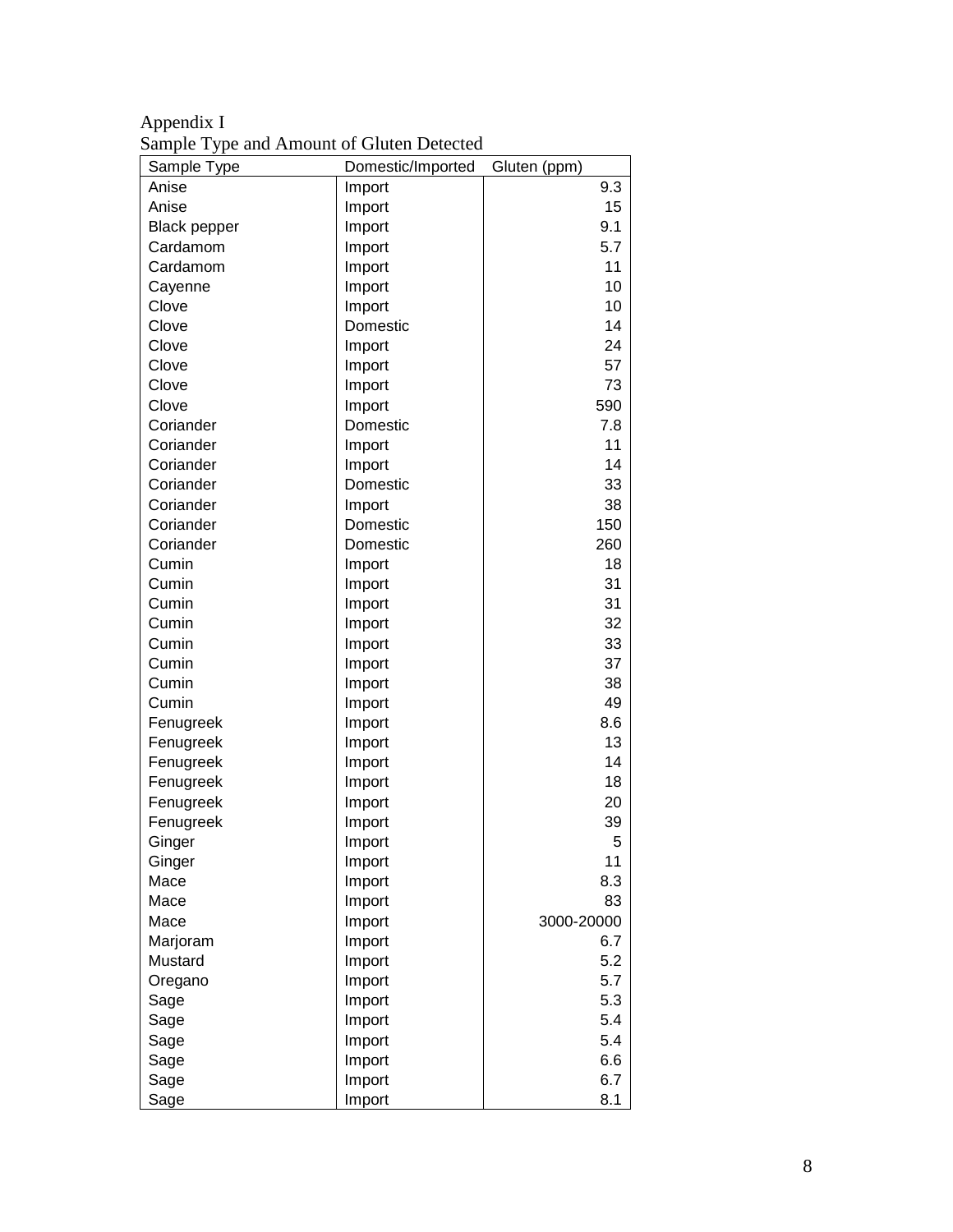Appendix I

Sample Type and Amount of Gluten Detected

| Sample Type | Domestic/Imported | Gluten (ppm) |
|---|---|---|
| Anise | Import | 9.3 |
| Anise | Import | 15 |
| Black pepper | Import | 9.1 |
| Cardamom | Import | 5.7 |
| Cardamom | Import | 11 |
| Cayenne | Import | 10 |
| Clove | Import | 10 |
| Clove | Domestic | 14 |
| Clove | Import | 24 |
| Clove | Import | 57 |
| Clove | Import | 73 |
| Clove | Import | 590 |
| Coriander | Domestic | 7.8 |
| Coriander | Import | 11 |
| Coriander | Import | 14 |
| Coriander | Domestic | 33 |
| Coriander | Import | 38 |
| Coriander | Domestic | 150 |
| Coriander | Domestic | 260 |
| Cumin | Import | 18 |
| Cumin | Import | 31 |
| Cumin | Import | 31 |
| Cumin | Import | 32 |
| Cumin | Import | 33 |
| Cumin | Import | 37 |
| Cumin | Import | 38 |
| Cumin | Import | 49 |
| Fenugreek | Import | 8.6 |
| Fenugreek | Import | 13 |
| Fenugreek | Import | 14 |
| Fenugreek | Import | 18 |
| Fenugreek | Import | 20 |
| Fenugreek | Import | 39 |
| Ginger | Import | 5 |
| Ginger | Import | 11 |
| Mace | Import | 8.3 |
| Mace | Import | 83 |
| Mace | Import | 3000-20000 |
| Marjoram | Import | 6.7 |
| Mustard | Import | 5.2 |
| Oregano | Import | 5.7 |
| Sage | Import | 5.3 |
| Sage | Import | 5.4 |
| Sage | Import | 5.4 |
| Sage | Import | 6.6 |
| Sage | Import | 6.7 |
| Sage | Import | 8.1 |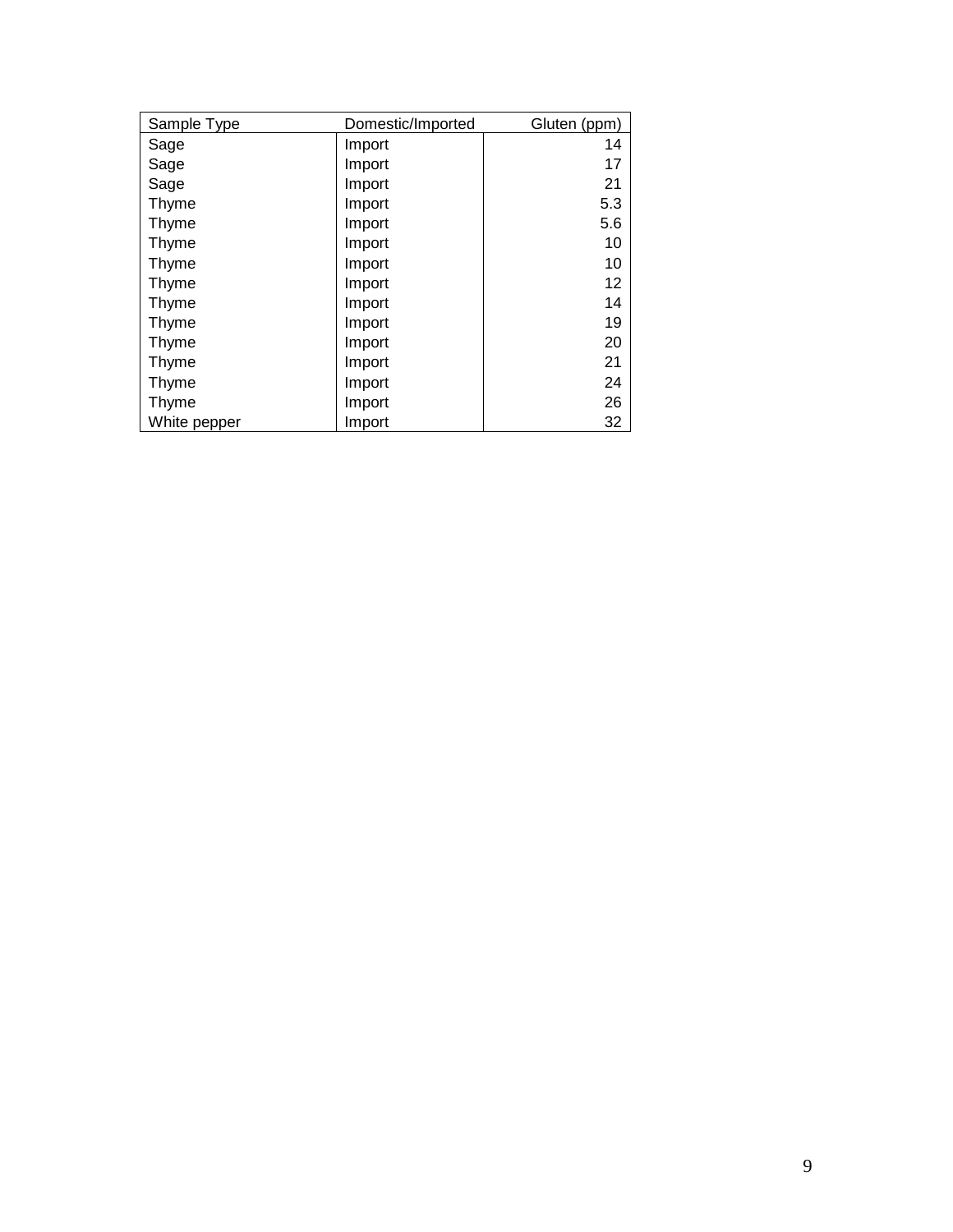| Sample Type | Domestic/Imported | Gluten (ppm) |
|---|---|---|
| Sage | Import | 14 |
| Sage | Import | 17 |
| Sage | Import | 21 |
| Thyme | Import | 5.3 |
| Thyme | Import | 5.6 |
| Thyme | Import | 10 |
| Thyme | Import | 10 |
| Thyme | Import | 12 |
| Thyme | Import | 14 |
| Thyme | Import | 19 |
| Thyme | Import | 20 |
| Thyme | Import | 21 |
| Thyme | Import | 24 |
| Thyme | Import | 26 |
| White pepper | Import | 32 |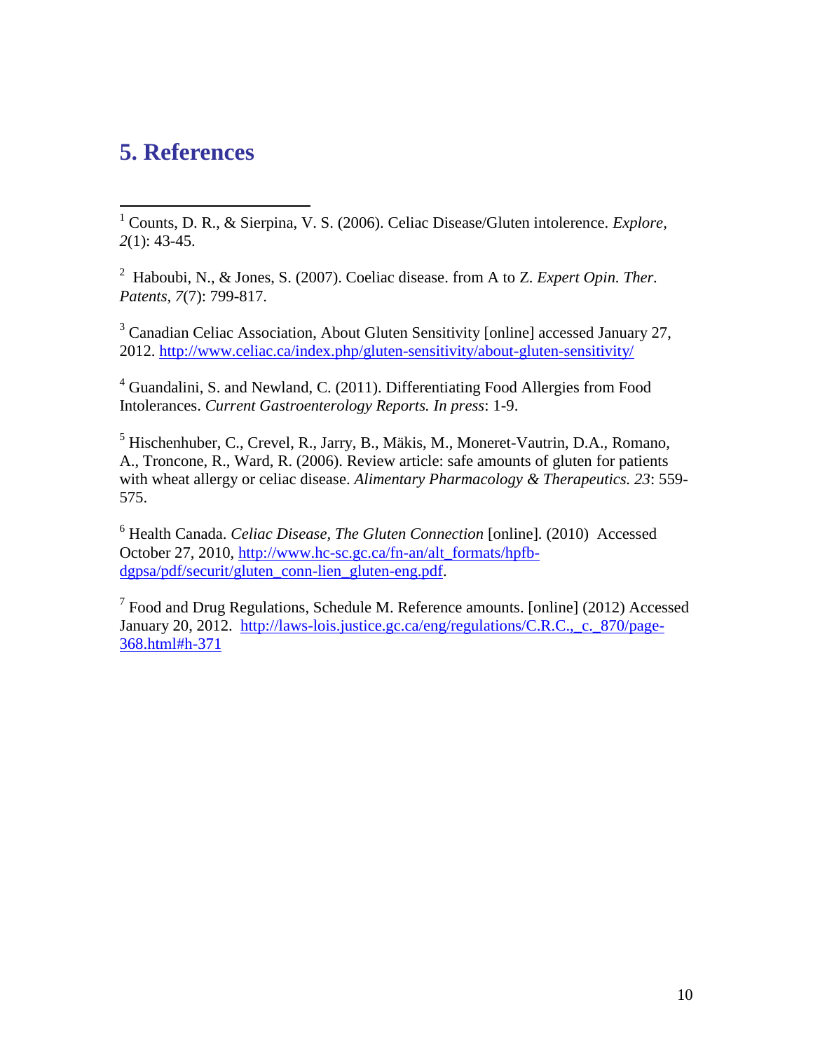## 5. References

[1] Counts, D. R., & Sierpina, V. S. (2006). Celiac Disease/Gluten intolerence. *Explore, 2*(1): 43-45.

[2] Haboubi, N., & Jones, S. (2007). Coeliac disease. from A to Z. *Expert Opin. Ther. Patents, 7*(7): 799-817.

[3] Canadian Celiac Association, About Gluten Sensitivity [online] accessed January 27, 2012. http://www.celiac.ca/index.php/gluten-sensitivity/about-gluten-sensitivity/

[4] Guandalini, S. and Newland, C. (2011). Differentiating Food Allergies from Food Intolerances. *Current Gastroenterology Reports. In press*: 1-9.

[5] Hischenhuber, C., Crevel, R., Jarry, B., Mäkis, M., Moneret-Vautrin, D.A., Romano, A., Troncone, R., Ward, R. (2006). Review article: safe amounts of gluten for patients with wheat allergy or celiac disease. *Alimentary Pharmacology & Therapeutics. 23*: 559-575.

[6] Health Canada. *Celiac Disease, The Gluten Connection* [online]. (2010) Accessed October 27, 2010, http://www.hc-sc.gc.ca/fn-an/alt_formats/hpfb-dgpsa/pdf/securit/gluten_conn-lien_gluten-eng.pdf.

[7] Food and Drug Regulations, Schedule M. Reference amounts. [online] (2012) Accessed January 20, 2012. http://laws-lois.justice.gc.ca/eng/regulations/C.R.C.,_c._870/page-368.html#h-371